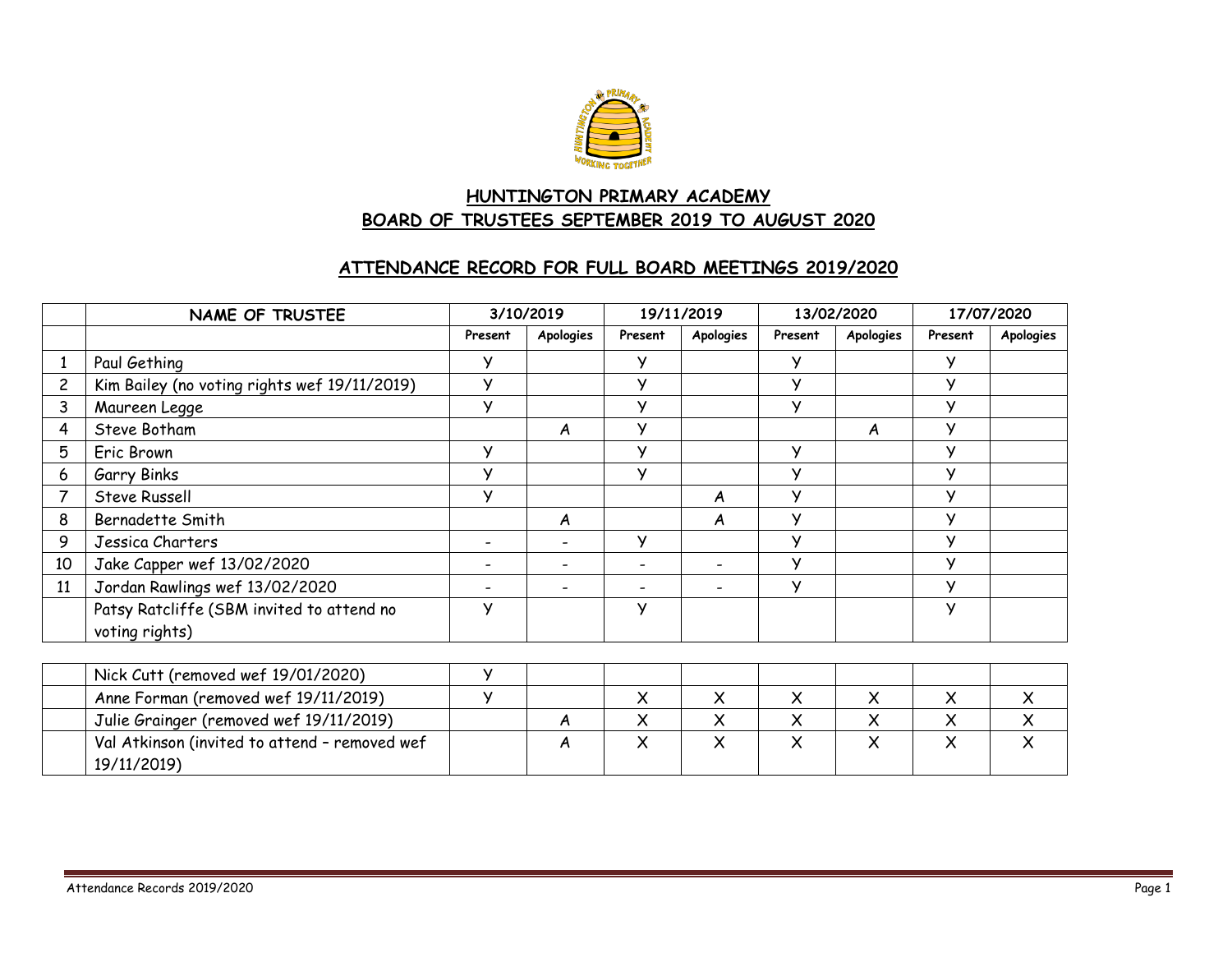## HUNTINGTON PRIMARY ACADEMY
## BOARD OF TRUSTEES SEPTEMBER 2019 TO AUGUST 2020

## ATTENDANCE RECORD FOR FULL BOARD MEETINGS 2019/2020

| | NAME OF TRUSTEE | 3/10/2019 | | 19/11/2019 | | 13/02/2020 | | 17/07/2020 | |
|---|---|---|---|---|---|---|---|---|---|
| | | Present | Apologies | Present | Apologies | Present | Apologies | Present | Apologies |
| 1 | Paul Gething | Y | | Y | | Y | | Y | |
| 2 | Kim Bailey (no voting rights wef 19/11/2019) | Y | | Y | | Y | | Y | |
| 3 | Maureen Legge | Y | | Y | | Y | | Y | |
| 4 | Steve Botham | | A | Y | | | A | Y | |
| 5 | Eric Brown | Y | | Y | | Y | | Y | |
| 6 | Garry Binks | Y | | Y | | Y | | Y | |
| 7 | Steve Russell | Y | | | A | Y | | Y | |
| 8 | Bernadette Smith | | A | | A | Y | | Y | |
| 9 | Jessica Charters | - | - | Y | | Y | | Y | |
| 10 | Jake Capper wef 13/02/2020 | - | - | - | - | Y | | Y | |
| 11 | Jordan Rawlings wef 13/02/2020 | - | - | - | - | Y | | Y | |
| | Patsy Ratcliffe (SBM invited to attend no voting rights) | Y | | Y | | | | Y | |

| | | | | | | | | | |
|---|---|---|---|---|---|---|---|---|---|
| | Nick Cutt (removed wef 19/01/2020) | Y | | | | | | | |
| | Anne Forman (removed wef 19/11/2019) | Y | | X | X | X | X | X | X |
| | Julie Grainger (removed wef 19/11/2019) | | A | X | X | X | X | X | X |
| | Val Atkinson (invited to attend – removed wef 19/11/2019) | | A | X | X | X | X | X | X |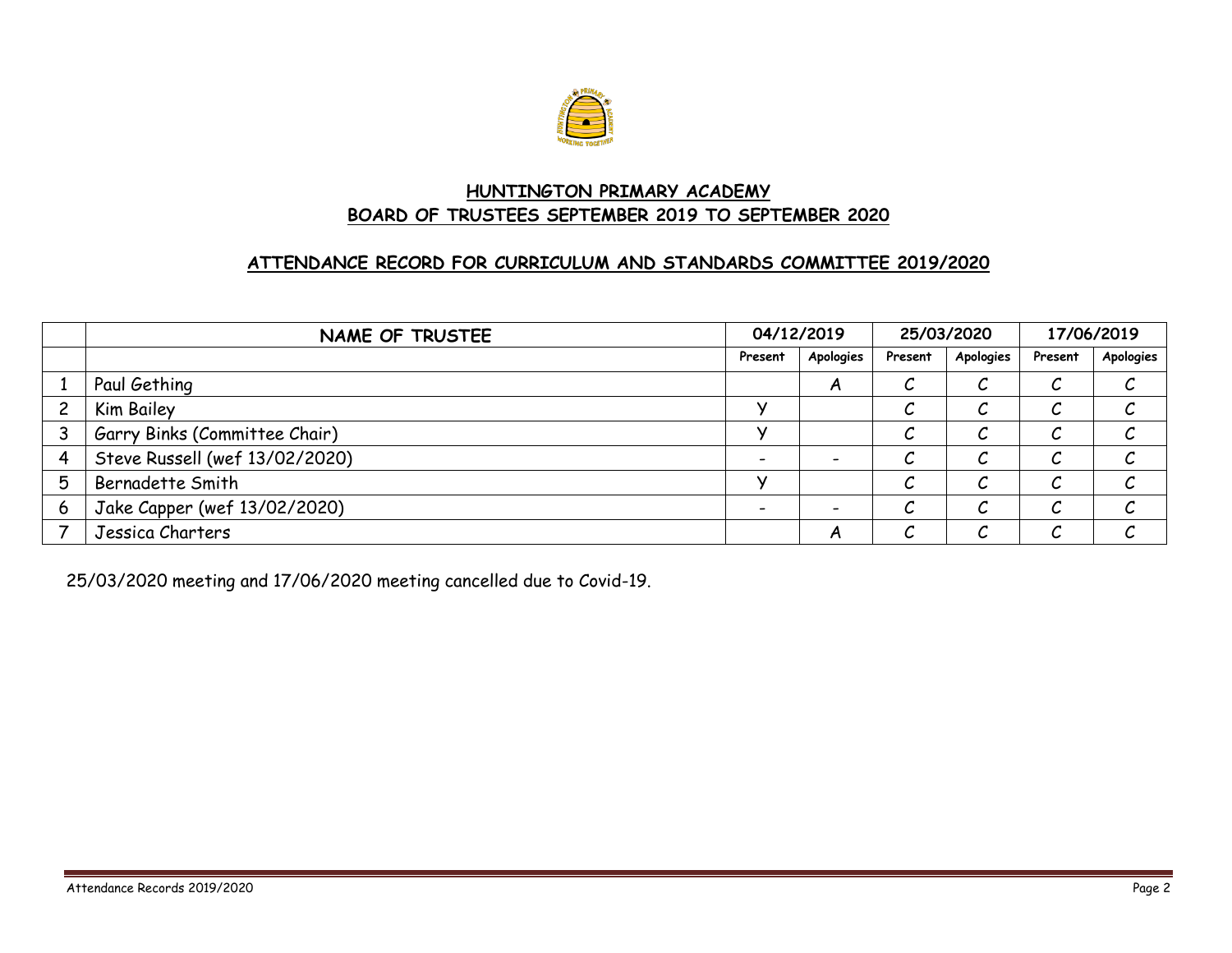## HUNTINGTON PRIMARY ACADEMY
## BOARD OF TRUSTEES SEPTEMBER 2019 TO SEPTEMBER 2020

### ATTENDANCE RECORD FOR CURRICULUM AND STANDARDS COMMITTEE 2019/2020

| | NAME OF TRUSTEE | 04/12/2019 | | 25/03/2020 | | 17/06/2019 | |
|---|---|---|---|---|---|---|---|
| | | Present | Apologies | Present | Apologies | Present | Apologies |
| 1 | Paul Gething | | A | C | C | C | C |
| 2 | Kim Bailey | Y | | C | C | C | C |
| 3 | Garry Binks (Committee Chair) | Y | | C | C | C | C |
| 4 | Steve Russell (wef 13/02/2020) | - | - | C | C | C | C |
| 5 | Bernadette Smith | Y | | C | C | C | C |
| 6 | Jake Capper (wef 13/02/2020) | - | - | C | C | C | C |
| 7 | Jessica Charters | | A | C | C | C | C |

25/03/2020 meeting and 17/06/2020 meeting cancelled due to Covid-19.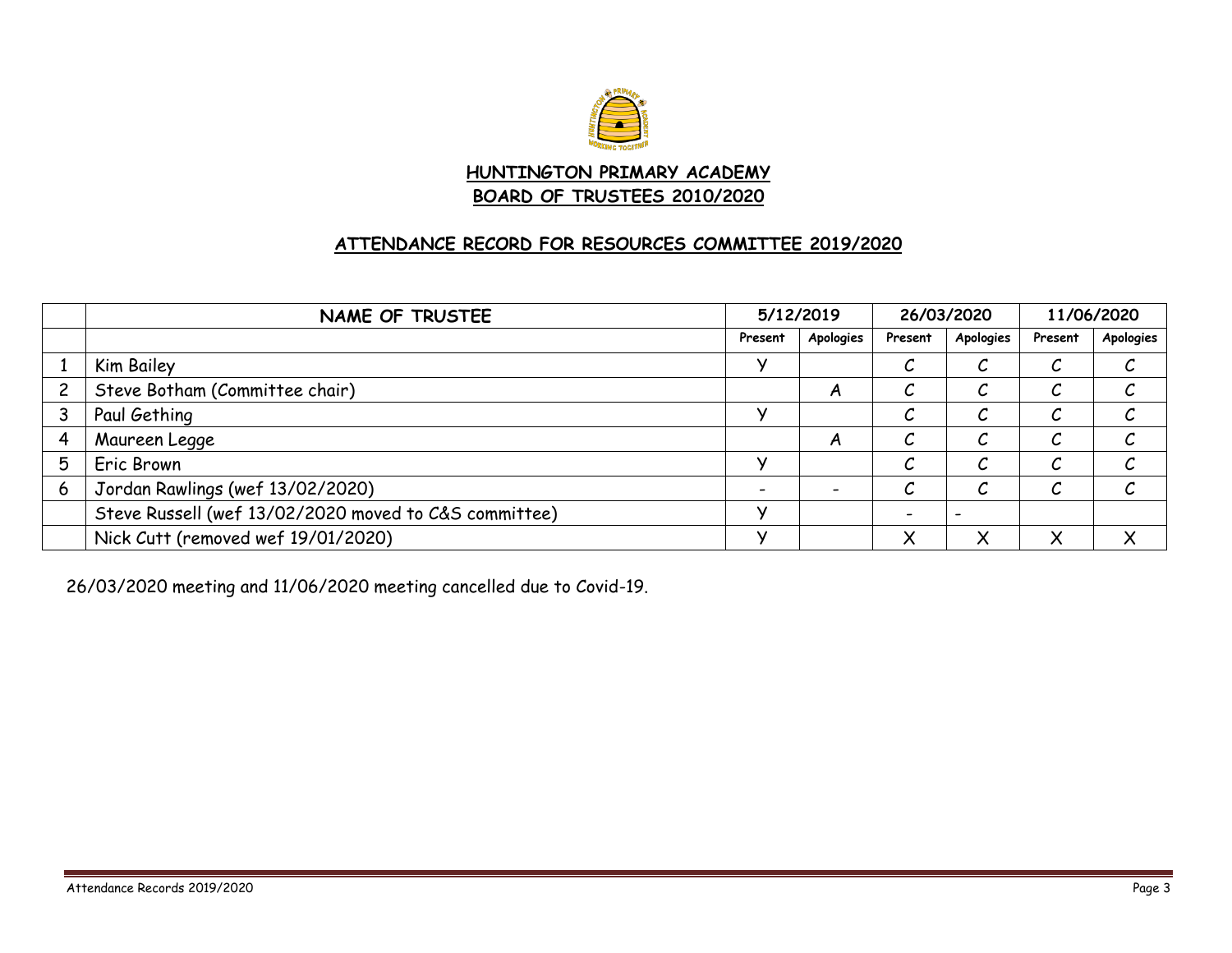**HUNTINGTON PRIMARY ACADEMY**
**BOARD OF TRUSTEES 2010/2020**

**ATTENDANCE RECORD FOR RESOURCES COMMITTEE 2019/2020**

| | NAME OF TRUSTEE | 5/12/2019 | | 26/03/2020 | | 11/06/2020 | |
|---|---|---|---|---|---|---|---|
| | | Present | Apologies | Present | Apologies | Present | Apologies |
| 1 | Kim Bailey | Y | | C | C | C | C |
| 2 | Steve Botham (Committee chair) | | A | C | C | C | C |
| 3 | Paul Gething | Y | | C | C | C | C |
| 4 | Maureen Legge | | A | C | C | C | C |
| 5 | Eric Brown | Y | | C | C | C | C |
| 6 | Jordan Rawlings (wef 13/02/2020) | - | - | C | C | C | C |
| | Steve Russell (wef 13/02/2020 moved to C&S committee) | Y | | - | - | | |
| | Nick Cutt (removed wef 19/01/2020) | Y | | X | X | X | X |

26/03/2020 meeting and 11/06/2020 meeting cancelled due to Covid-19.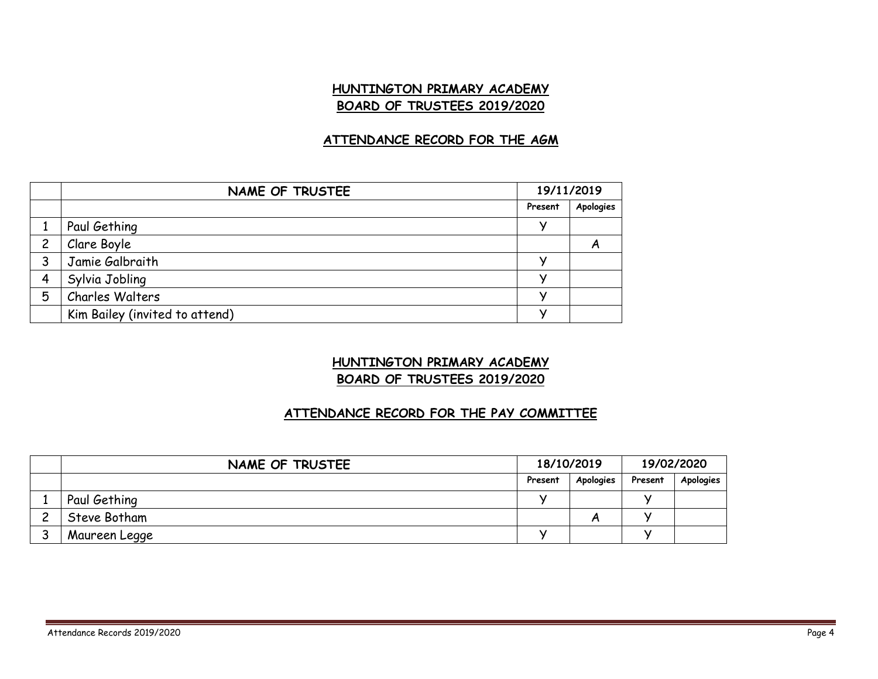**HUNTINGTON PRIMARY ACADEMY**
**BOARD OF TRUSTEES 2019/2020**

**ATTENDANCE RECORD FOR THE AGM**

| | NAME OF TRUSTEE | 19/11/2019 | |
|---|---|---|---|
| | | Present | Apologies |
| 1 | Paul Gething | Y | |
| 2 | Clare Boyle | | A |
| 3 | Jamie Galbraith | Y | |
| 4 | Sylvia Jobling | Y | |
| 5 | Charles Walters | Y | |
| | Kim Bailey (invited to attend) | Y | |

**HUNTINGTON PRIMARY ACADEMY**
**BOARD OF TRUSTEES 2019/2020**

**ATTENDANCE RECORD FOR THE PAY COMMITTEE**

| | NAME OF TRUSTEE | 18/10/2019 | | 19/02/2020 | |
|---|---|---|---|---|---|
| | | Present | Apologies | Present | Apologies |
| 1 | Paul Gething | Y | | Y | |
| 2 | Steve Botham | | A | Y | |
| 3 | Maureen Legge | Y | | Y | |